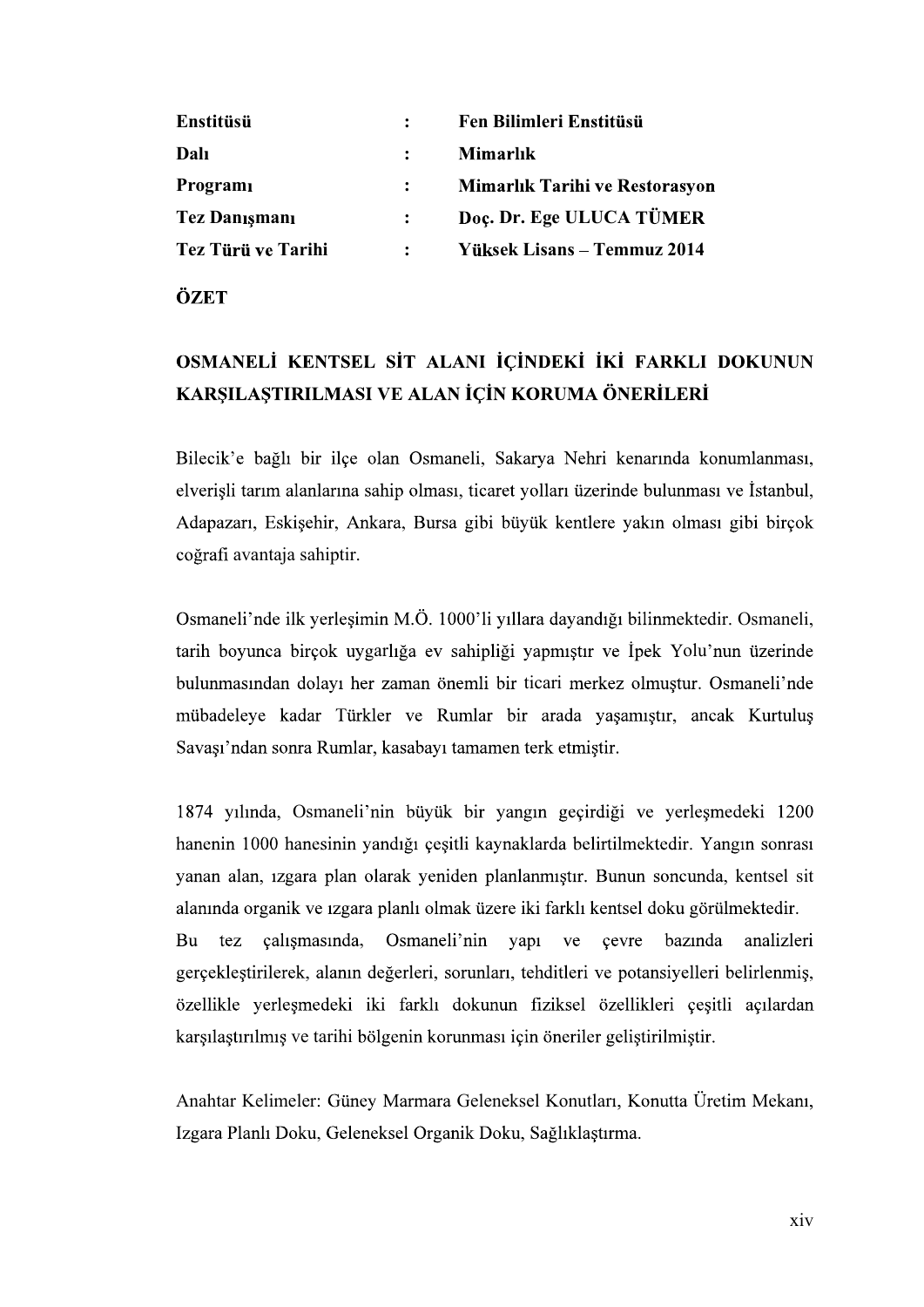| | | |
|---|---|---|
| **Enstitüsü** | **:** | **Fen Bilimleri Enstitüsü** |
| **Dalı** | **:** | **Mimarlık** |
| **Programı** | **:** | **Mimarlık Tarihi ve Restorasyon** |
| **Tez Danışmanı** | **:** | **Doç. Dr. Ege ULUCA TÜMER** |
| **Tez Türü ve Tarihi** | **:** | **Yüksek Lisans – Temmuz 2014** |

## ÖZET

### OSMANELİ KENTSEL SİT ALANI İÇİNDEKİ İKİ FARKLI DOKUNUN KARŞILAŞTIRILMASI VE ALAN İÇİN KORUMA ÖNERİLERİ

Bilecik'e bağlı bir ilçe olan Osmaneli, Sakarya Nehri kenarında konumlanması, elverişli tarım alanlarına sahip olması, ticaret yolları üzerinde bulunması ve İstanbul, Adapazarı, Eskişehir, Ankara, Bursa gibi büyük kentlere yakın olması gibi birçok coğrafi avantaja sahiptir.

Osmaneli'nde ilk yerleşimin M.Ö. 1000'li yıllara dayandığı bilinmektedir. Osmaneli, tarih boyunca birçok uygarlığa ev sahipliği yapmıştır ve İpek Yolu'nun üzerinde bulunmasından dolayı her zaman önemli bir ticari merkez olmuştur. Osmaneli'nde mübadeleye kadar Türkler ve Rumlar bir arada yaşamıştır, ancak Kurtuluş Savaşı'ndan sonra Rumlar, kasabayı tamamen terk etmiştir.

1874 yılında, Osmaneli'nin büyük bir yangın geçirdiği ve yerleşmedeki 1200 hanenin 1000 hanesinin yandığı çeşitli kaynaklarda belirtilmektedir. Yangın sonrası yanan alan, ızgara plan olarak yeniden planlanmıştır. Bunun soncunda, kentsel sit alanında organik ve ızgara planlı olmak üzere iki farklı kentsel doku görülmektedir.
Bu tez çalışmasında, Osmaneli'nin yapı ve çevre bazında analizleri gerçekleştirilerek, alanın değerleri, sorunları, tehditleri ve potansiyelleri belirlenmiş, özellikle yerleşmedeki iki farklı dokunun fiziksel özellikleri çeşitli açılardan karşılaştırılmış ve tarihi bölgenin korunması için öneriler geliştirilmiştir.

Anahtar Kelimeler: Güney Marmara Geleneksel Konutları, Konutta Üretim Mekanı, Izgara Planlı Doku, Geleneksel Organik Doku, Sağlıklaştırma.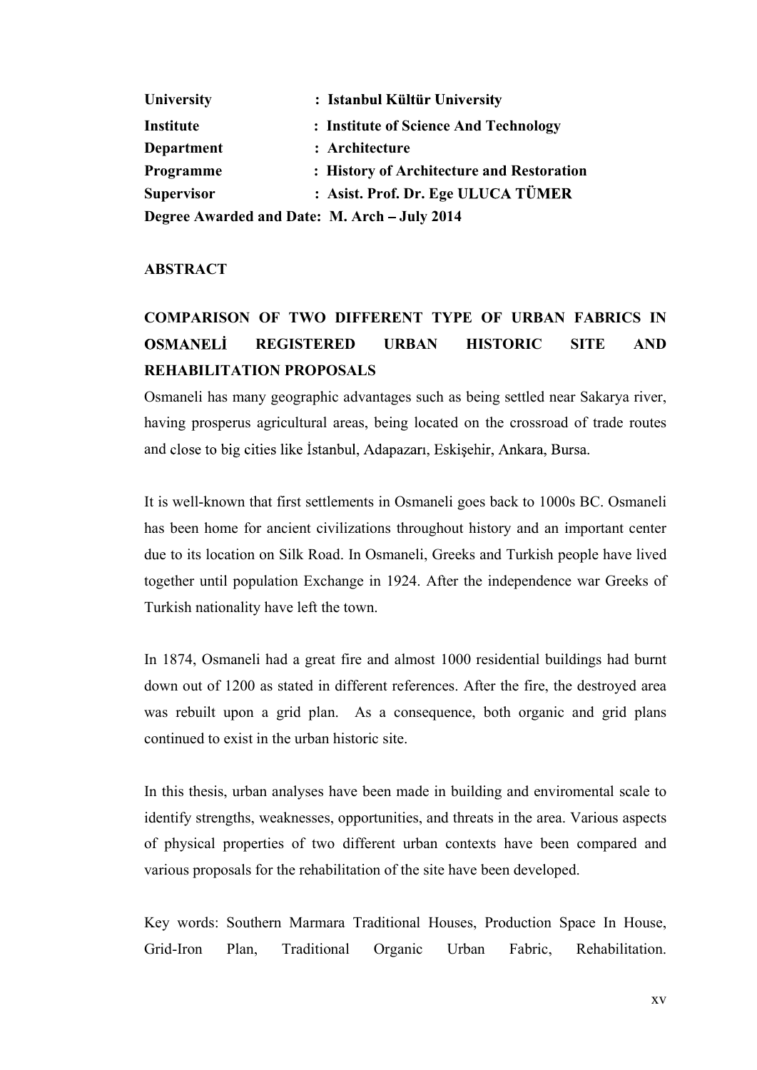**University** : **Istanbul Kültür University**
**Institute** : **Institute of Science And Technology**
**Department** : **Architecture**
**Programme** : **History of Architecture and Restoration**
**Supervisor** : **Asist. Prof. Dr. Ege ULUCA TÜMER**
**Degree Awarded and Date: M. Arch – July 2014**

## ABSTRACT

### COMPARISON OF TWO DIFFERENT TYPE OF URBAN FABRICS IN OSMANELİ REGISTERED URBAN HISTORIC SITE AND REHABILITATION PROPOSALS

Osmaneli has many geographic advantages such as being settled near Sakarya river, having prosperus agricultural areas, being located on the crossroad of trade routes and close to big cities like İstanbul, Adapazarı, Eskişehir, Ankara, Bursa.

It is well-known that first settlements in Osmaneli goes back to 1000s BC. Osmaneli has been home for ancient civilizations throughout history and an important center due to its location on Silk Road. In Osmaneli, Greeks and Turkish people have lived together until population Exchange in 1924. After the independence war Greeks of Turkish nationality have left the town.

In 1874, Osmaneli had a great fire and almost 1000 residential buildings had burnt down out of 1200 as stated in different references. After the fire, the destroyed area was rebuilt upon a grid plan. As a consequence, both organic and grid plans continued to exist in the urban historic site.

In this thesis, urban analyses have been made in building and enviromental scale to identify strengths, weaknesses, opportunities, and threats in the area. Various aspects of physical properties of two different urban contexts have been compared and various proposals for the rehabilitation of the site have been developed.

Key words: Southern Marmara Traditional Houses, Production Space In House, Grid-Iron Plan, Traditional Organic Urban Fabric, Rehabilitation.